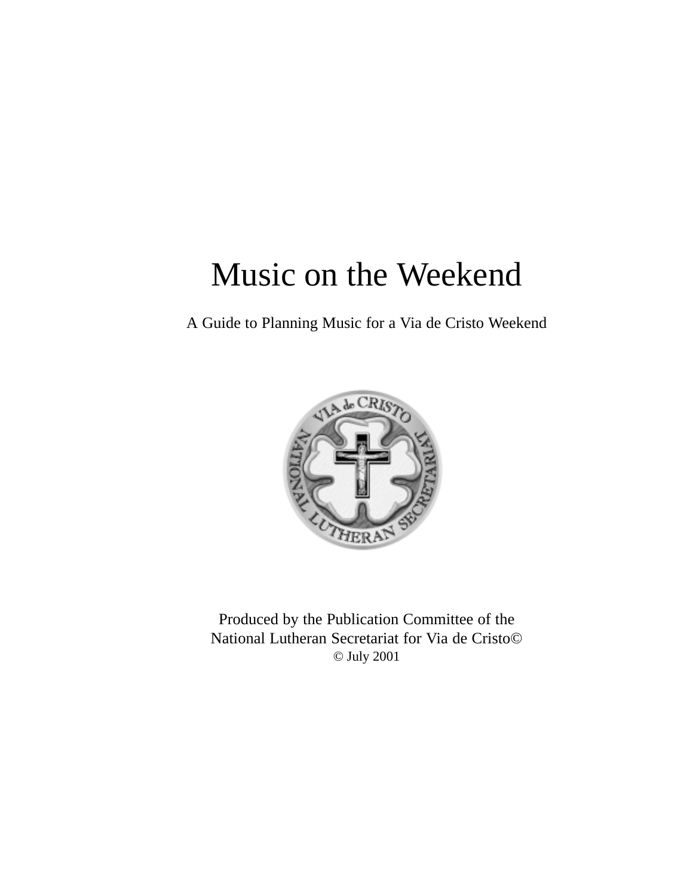# Music on the Weekend

A Guide to Planning Music for a Via de Cristo Weekend

Produced by the Publication Committee of the
National Lutheran Secretariat for Via de Cristo©
© July 2001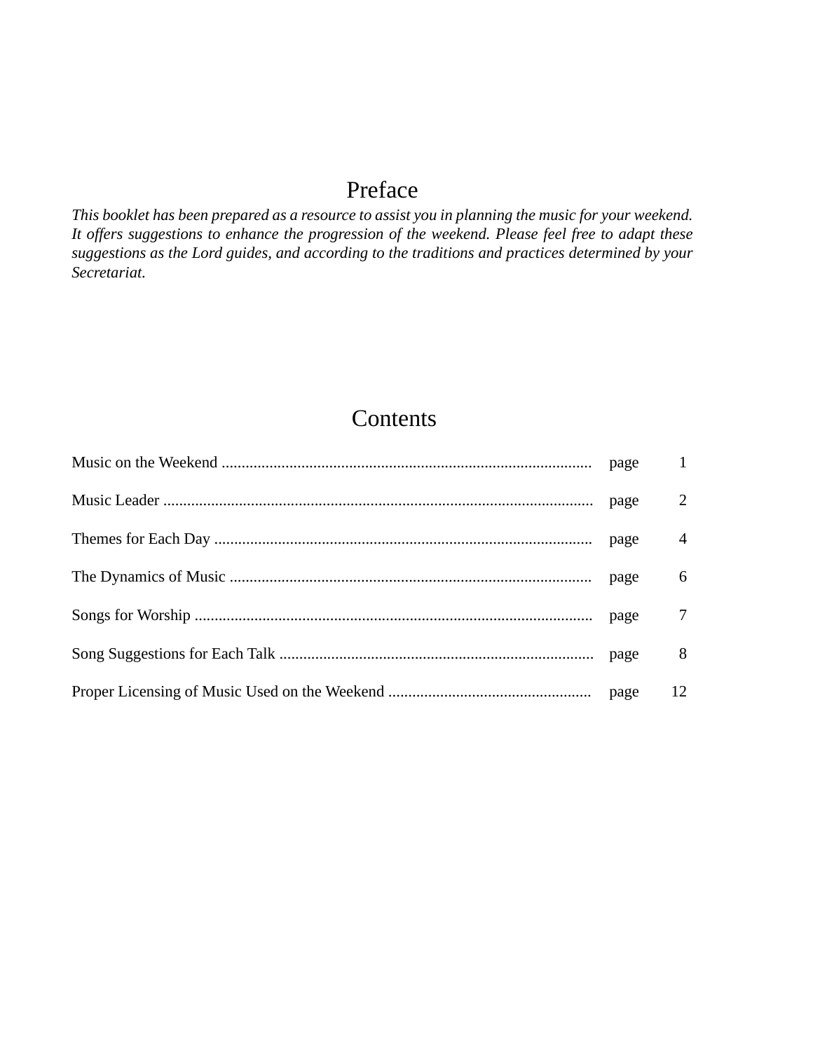# Preface

*This booklet has been prepared as a resource to assist you in planning the music for your weekend. It offers suggestions to enhance the progression of the weekend. Please feel free to adapt these suggestions as the Lord guides, and according to the traditions and practices determined by your Secretariat.*

# Contents

| | | |
|---|---|---|
| Music on the Weekend | page | 1 |
| Music Leader | page | 2 |
| Themes for Each Day | page | 4 |
| The Dynamics of Music | page | 6 |
| Songs for Worship | page | 7 |
| Song Suggestions for Each Talk | page | 8 |
| Proper Licensing of Music Used on the Weekend | page | 12 |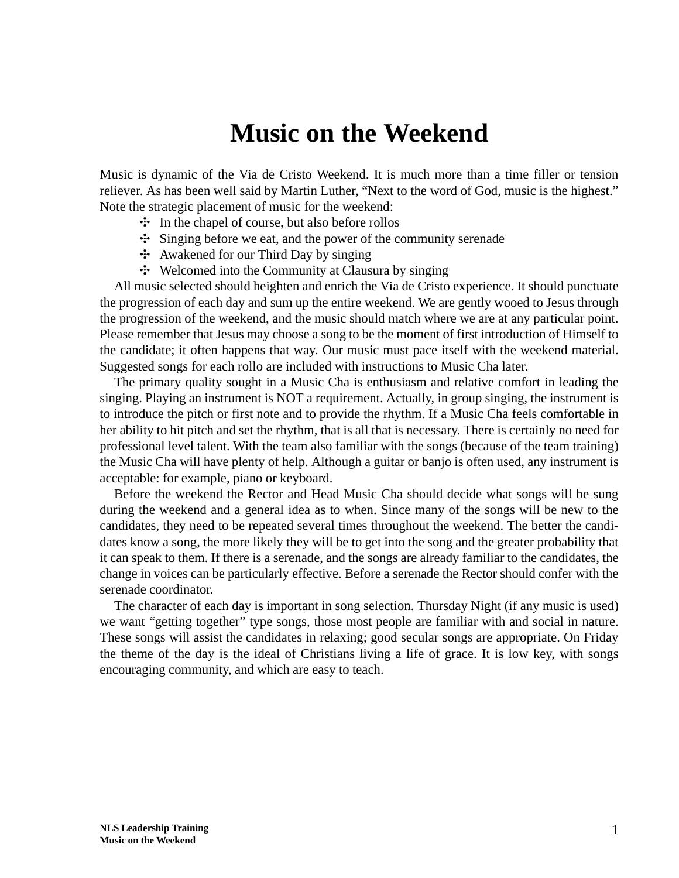# Music on the Weekend

Music is dynamic of the Via de Cristo Weekend. It is much more than a time filler or tension reliever. As has been well said by Martin Luther, "Next to the word of God, music is the highest." Note the strategic placement of music for the weekend:

- In the chapel of course, but also before rollos
- Singing before we eat, and the power of the community serenade
- Awakened for our Third Day by singing
- Welcomed into the Community at Clausura by singing

All music selected should heighten and enrich the Via de Cristo experience. It should punctuate the progression of each day and sum up the entire weekend. We are gently wooed to Jesus through the progression of the weekend, and the music should match where we are at any particular point. Please remember that Jesus may choose a song to be the moment of first introduction of Himself to the candidate; it often happens that way. Our music must pace itself with the weekend material. Suggested songs for each rollo are included with instructions to Music Cha later.

The primary quality sought in a Music Cha is enthusiasm and relative comfort in leading the singing. Playing an instrument is NOT a requirement. Actually, in group singing, the instrument is to introduce the pitch or first note and to provide the rhythm. If a Music Cha feels comfortable in her ability to hit pitch and set the rhythm, that is all that is necessary. There is certainly no need for professional level talent. With the team also familiar with the songs (because of the team training) the Music Cha will have plenty of help. Although a guitar or banjo is often used, any instrument is acceptable: for example, piano or keyboard.

Before the weekend the Rector and Head Music Cha should decide what songs will be sung during the weekend and a general idea as to when. Since many of the songs will be new to the candidates, they need to be repeated several times throughout the weekend. The better the candidates know a song, the more likely they will be to get into the song and the greater probability that it can speak to them. If there is a serenade, and the songs are already familiar to the candidates, the change in voices can be particularly effective. Before a serenade the Rector should confer with the serenade coordinator.

The character of each day is important in song selection. Thursday Night (if any music is used) we want "getting together" type songs, those most people are familiar with and social in nature. These songs will assist the candidates in relaxing; good secular songs are appropriate. On Friday the theme of the day is the ideal of Christians living a life of grace. It is low key, with songs encouraging community, and which are easy to teach.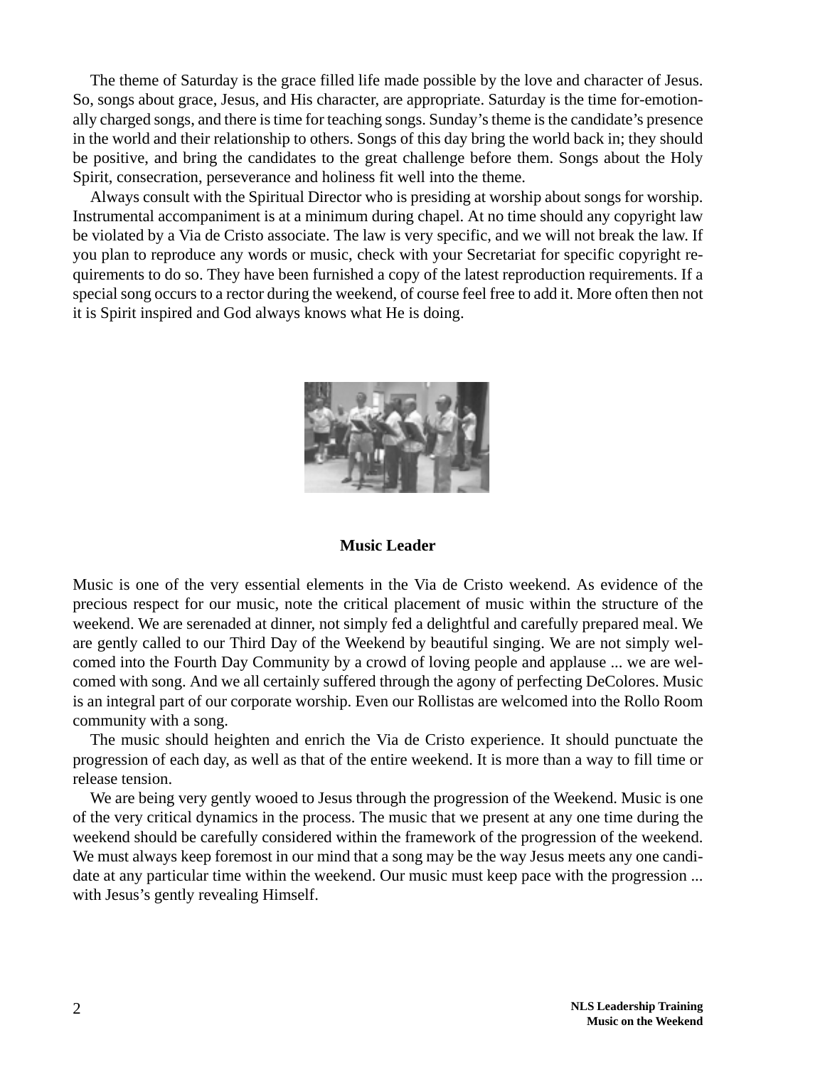The theme of Saturday is the grace filled life made possible by the love and character of Jesus. So, songs about grace, Jesus, and His character, are appropriate. Saturday is the time for-emotionally charged songs, and there is time for teaching songs. Sunday's theme is the candidate's presence in the world and their relationship to others. Songs of this day bring the world back in; they should be positive, and bring the candidates to the great challenge before them. Songs about the Holy Spirit, consecration, perseverance and holiness fit well into the theme.

Always consult with the Spiritual Director who is presiding at worship about songs for worship. Instrumental accompaniment is at a minimum during chapel. At no time should any copyright law be violated by a Via de Cristo associate. The law is very specific, and we will not break the law. If you plan to reproduce any words or music, check with your Secretariat for specific copyright requirements to do so. They have been furnished a copy of the latest reproduction requirements. If a special song occurs to a rector during the weekend, of course feel free to add it. More often then not it is Spirit inspired and God always knows what He is doing.

## Music Leader

Music is one of the very essential elements in the Via de Cristo weekend. As evidence of the precious respect for our music, note the critical placement of music within the structure of the weekend. We are serenaded at dinner, not simply fed a delightful and carefully prepared meal. We are gently called to our Third Day of the Weekend by beautiful singing. We are not simply welcomed into the Fourth Day Community by a crowd of loving people and applause ... we are welcomed with song. And we all certainly suffered through the agony of perfecting DeColores. Music is an integral part of our corporate worship. Even our Rollistas are welcomed into the Rollo Room community with a song.

The music should heighten and enrich the Via de Cristo experience. It should punctuate the progression of each day, as well as that of the entire weekend. It is more than a way to fill time or release tension.

We are being very gently wooed to Jesus through the progression of the Weekend. Music is one of the very critical dynamics in the process. The music that we present at any one time during the weekend should be carefully considered within the framework of the progression of the weekend. We must always keep foremost in our mind that a song may be the way Jesus meets any one candidate at any particular time within the weekend. Our music must keep pace with the progression ... with Jesus's gently revealing Himself.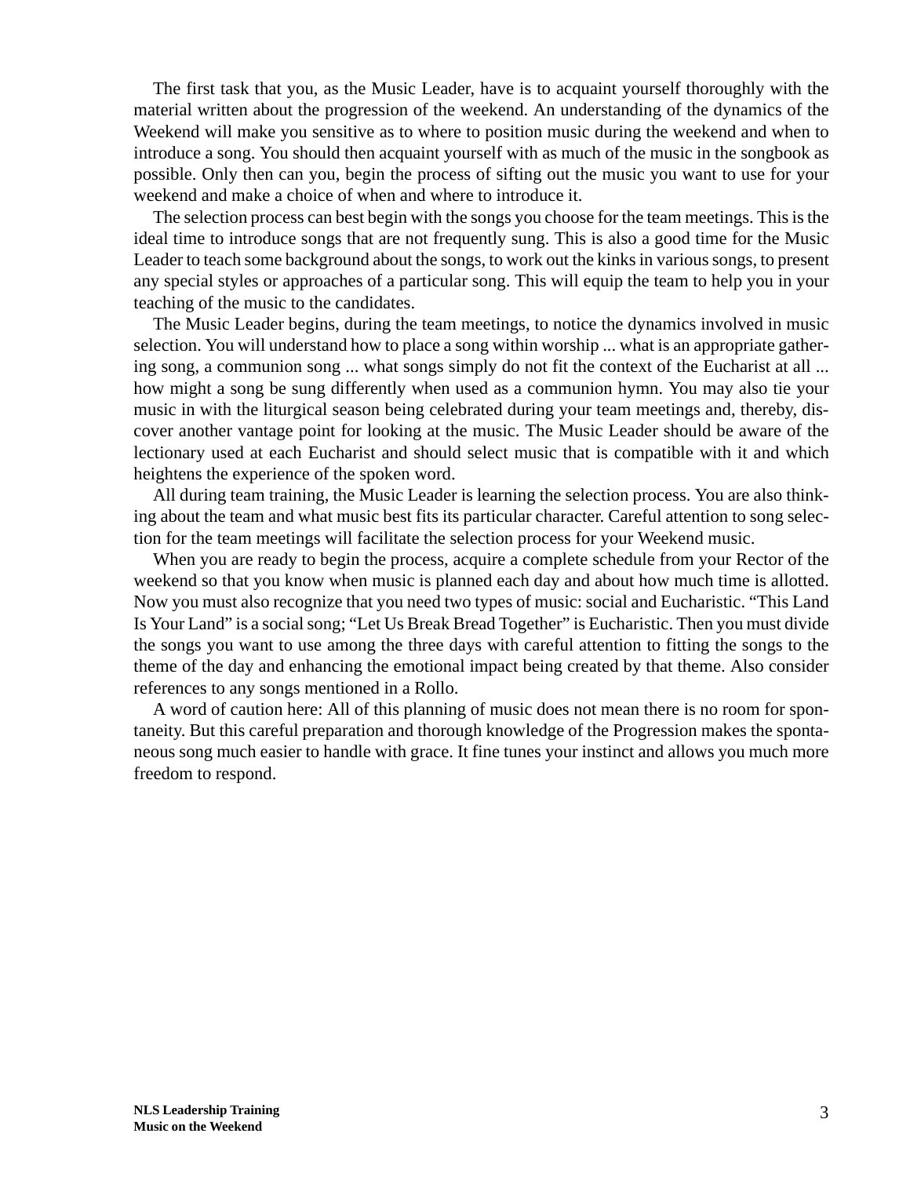The first task that you, as the Music Leader, have is to acquaint yourself thoroughly with the material written about the progression of the weekend. An understanding of the dynamics of the Weekend will make you sensitive as to where to position music during the weekend and when to introduce a song. You should then acquaint yourself with as much of the music in the songbook as possible. Only then can you, begin the process of sifting out the music you want to use for your weekend and make a choice of when and where to introduce it.

The selection process can best begin with the songs you choose for the team meetings. This is the ideal time to introduce songs that are not frequently sung. This is also a good time for the Music Leader to teach some background about the songs, to work out the kinks in various songs, to present any special styles or approaches of a particular song. This will equip the team to help you in your teaching of the music to the candidates.

The Music Leader begins, during the team meetings, to notice the dynamics involved in music selection. You will understand how to place a song within worship ... what is an appropriate gathering song, a communion song ... what songs simply do not fit the context of the Eucharist at all ... how might a song be sung differently when used as a communion hymn. You may also tie your music in with the liturgical season being celebrated during your team meetings and, thereby, discover another vantage point for looking at the music. The Music Leader should be aware of the lectionary used at each Eucharist and should select music that is compatible with it and which heightens the experience of the spoken word.

All during team training, the Music Leader is learning the selection process. You are also thinking about the team and what music best fits its particular character. Careful attention to song selection for the team meetings will facilitate the selection process for your Weekend music.

When you are ready to begin the process, acquire a complete schedule from your Rector of the weekend so that you know when music is planned each day and about how much time is allotted. Now you must also recognize that you need two types of music: social and Eucharistic. "This Land Is Your Land" is a social song; "Let Us Break Bread Together" is Eucharistic. Then you must divide the songs you want to use among the three days with careful attention to fitting the songs to the theme of the day and enhancing the emotional impact being created by that theme. Also consider references to any songs mentioned in a Rollo.

A word of caution here: All of this planning of music does not mean there is no room for spontaneity. But this careful preparation and thorough knowledge of the Progression makes the spontaneous song much easier to handle with grace. It fine tunes your instinct and allows you much more freedom to respond.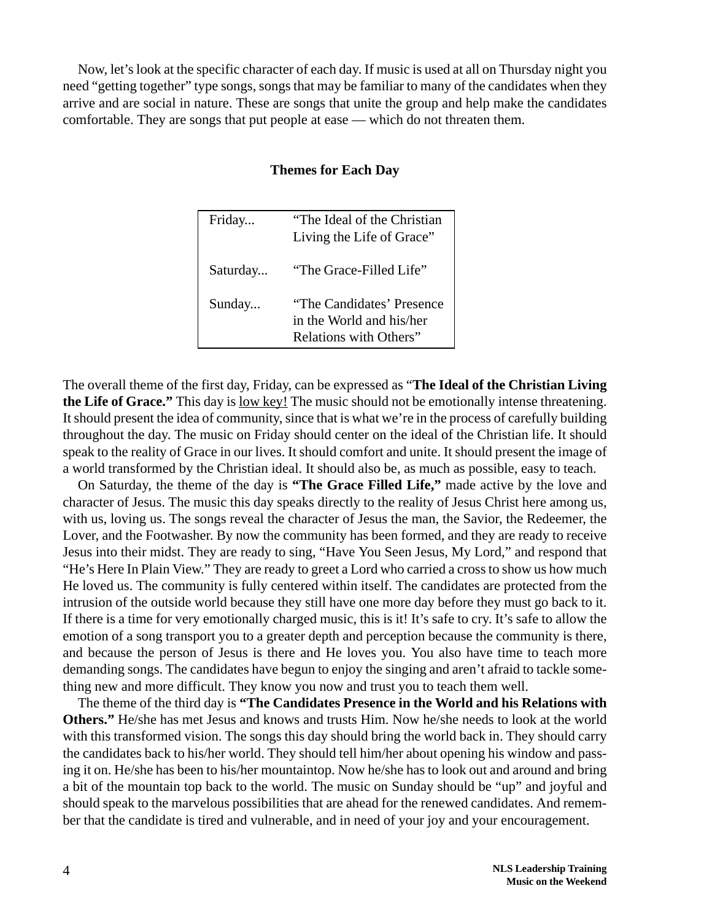Now, let's look at the specific character of each day. If music is used at all on Thursday night you need "getting together" type songs, songs that may be familiar to many of the candidates when they arrive and are social in nature. These are songs that unite the group and help make the candidates comfortable. They are songs that put people at ease — which do not threaten them.

**Themes for Each Day**

| | |
|---|---|
| Friday... | "The Ideal of the Christian Living the Life of Grace" |
| Saturday... | "The Grace-Filled Life" |
| Sunday... | "The Candidates' Presence in the World and his/her Relations with Others" |

The overall theme of the first day, Friday, can be expressed as "**The Ideal of the Christian Living the Life of Grace."** This day is <u>low key!</u> The music should not be emotionally intense threatening. It should present the idea of community, since that is what we're in the process of carefully building throughout the day. The music on Friday should center on the ideal of the Christian life. It should speak to the reality of Grace in our lives. It should comfort and unite. It should present the image of a world transformed by the Christian ideal. It should also be, as much as possible, easy to teach.

On Saturday, the theme of the day is **"The Grace Filled Life,"** made active by the love and character of Jesus. The music this day speaks directly to the reality of Jesus Christ here among us, with us, loving us. The songs reveal the character of Jesus the man, the Savior, the Redeemer, the Lover, and the Footwasher. By now the community has been formed, and they are ready to receive Jesus into their midst. They are ready to sing, "Have You Seen Jesus, My Lord," and respond that "He's Here In Plain View." They are ready to greet a Lord who carried a cross to show us how much He loved us. The community is fully centered within itself. The candidates are protected from the intrusion of the outside world because they still have one more day before they must go back to it. If there is a time for very emotionally charged music, this is it! It's safe to cry. It's safe to allow the emotion of a song transport you to a greater depth and perception because the community is there, and because the person of Jesus is there and He loves you. You also have time to teach more demanding songs. The candidates have begun to enjoy the singing and aren't afraid to tackle something new and more difficult. They know you now and trust you to teach them well.

The theme of the third day is **"The Candidates Presence in the World and his Relations with Others."** He/she has met Jesus and knows and trusts Him. Now he/she needs to look at the world with this transformed vision. The songs this day should bring the world back in. They should carry the candidates back to his/her world. They should tell him/her about opening his window and passing it on. He/she has been to his/her mountaintop. Now he/she has to look out and around and bring a bit of the mountain top back to the world. The music on Sunday should be "up" and joyful and should speak to the marvelous possibilities that are ahead for the renewed candidates. And remember that the candidate is tired and vulnerable, and in need of your joy and your encouragement.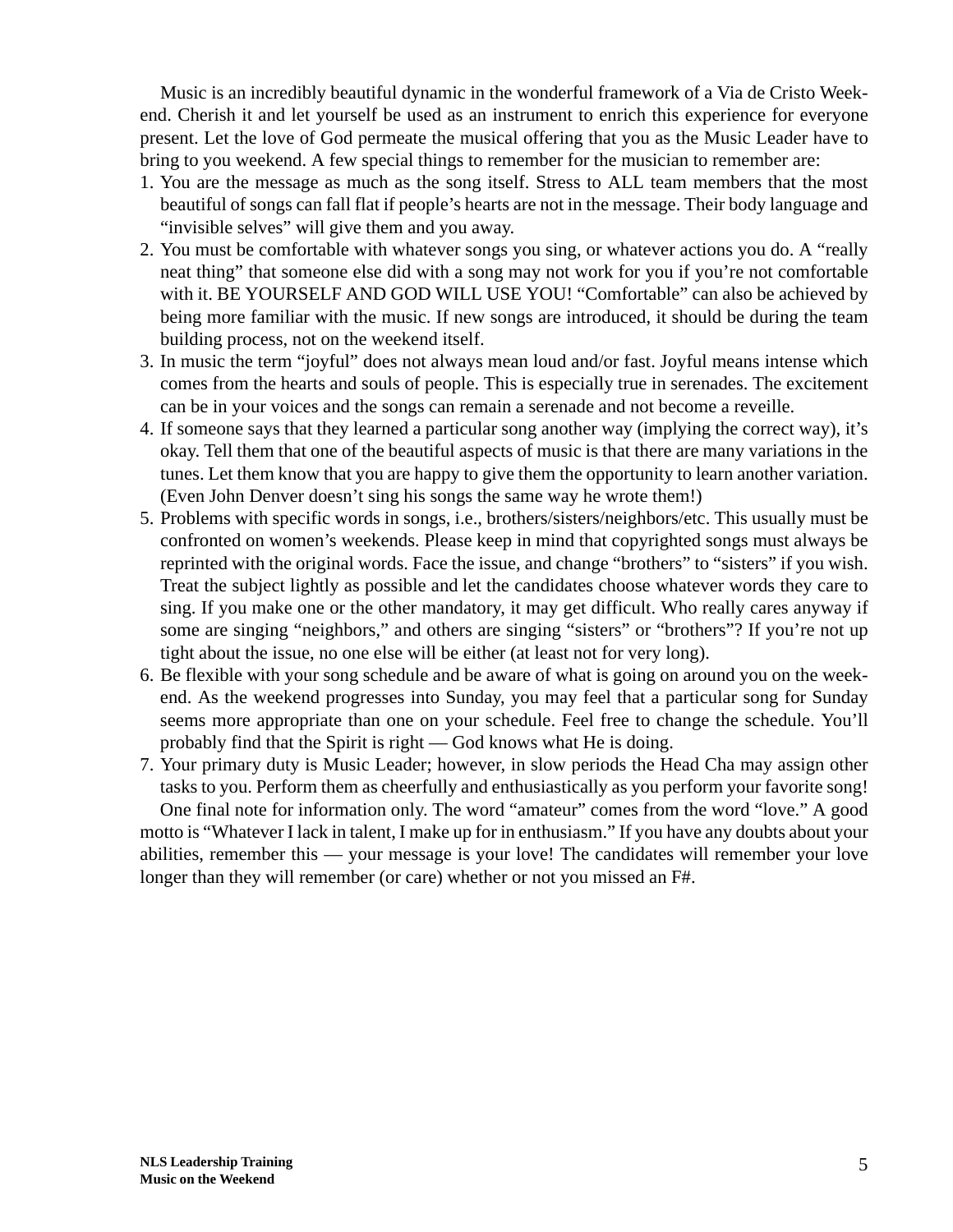Music is an incredibly beautiful dynamic in the wonderful framework of a Via de Cristo Weekend. Cherish it and let yourself be used as an instrument to enrich this experience for everyone present. Let the love of God permeate the musical offering that you as the Music Leader have to bring to you weekend. A few special things to remember for the musician to remember are:

1. You are the message as much as the song itself. Stress to ALL team members that the most beautiful of songs can fall flat if people's hearts are not in the message. Their body language and "invisible selves" will give them and you away.
2. You must be comfortable with whatever songs you sing, or whatever actions you do. A "really neat thing" that someone else did with a song may not work for you if you're not comfortable with it. BE YOURSELF AND GOD WILL USE YOU! "Comfortable" can also be achieved by being more familiar with the music. If new songs are introduced, it should be during the team building process, not on the weekend itself.
3. In music the term "joyful" does not always mean loud and/or fast. Joyful means intense which comes from the hearts and souls of people. This is especially true in serenades. The excitement can be in your voices and the songs can remain a serenade and not become a reveille.
4. If someone says that they learned a particular song another way (implying the correct way), it's okay. Tell them that one of the beautiful aspects of music is that there are many variations in the tunes. Let them know that you are happy to give them the opportunity to learn another variation. (Even John Denver doesn't sing his songs the same way he wrote them!)
5. Problems with specific words in songs, i.e., brothers/sisters/neighbors/etc. This usually must be confronted on women's weekends. Please keep in mind that copyrighted songs must always be reprinted with the original words. Face the issue, and change "brothers" to "sisters" if you wish. Treat the subject lightly as possible and let the candidates choose whatever words they care to sing. If you make one or the other mandatory, it may get difficult. Who really cares anyway if some are singing "neighbors," and others are singing "sisters" or "brothers"? If you're not up tight about the issue, no one else will be either (at least not for very long).
6. Be flexible with your song schedule and be aware of what is going on around you on the weekend. As the weekend progresses into Sunday, you may feel that a particular song for Sunday seems more appropriate than one on your schedule. Feel free to change the schedule. You'll probably find that the Spirit is right — God knows what He is doing.
7. Your primary duty is Music Leader; however, in slow periods the Head Cha may assign other tasks to you. Perform them as cheerfully and enthusiastically as you perform your favorite song!

One final note for information only. The word "amateur" comes from the word "love." A good motto is "Whatever I lack in talent, I make up for in enthusiasm." If you have any doubts about your abilities, remember this — your message is your love! The candidates will remember your love longer than they will remember (or care) whether or not you missed an F#.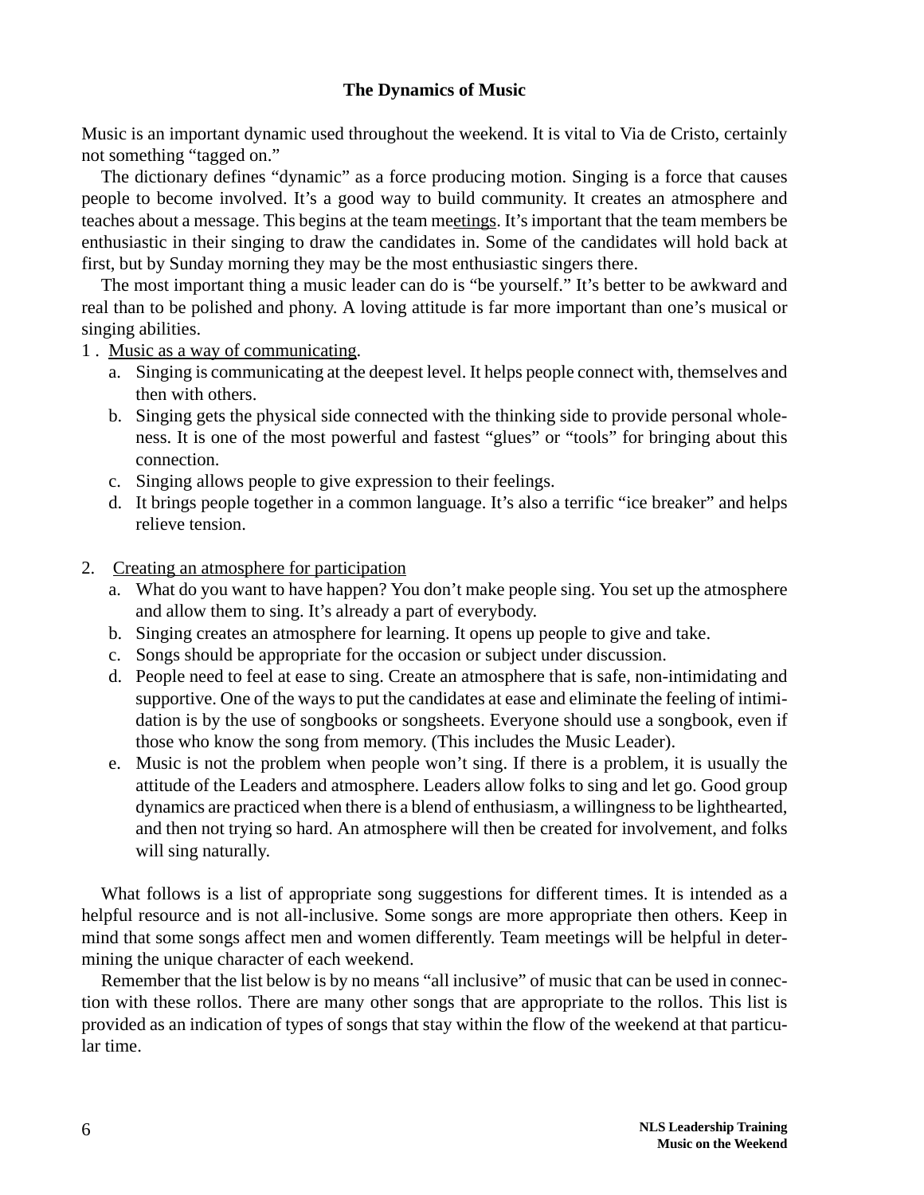## The Dynamics of Music

Music is an important dynamic used throughout the weekend. It is vital to Via de Cristo, certainly not something "tagged on."

The dictionary defines "dynamic" as a force producing motion. Singing is a force that causes people to become involved. It's a good way to build community. It creates an atmosphere and teaches about a message. This begins at the team meetings. It's important that the team members be enthusiastic in their singing to draw the candidates in. Some of the candidates will hold back at first, but by Sunday morning they may be the most enthusiastic singers there.

The most important thing a music leader can do is "be yourself." It's better to be awkward and real than to be polished and phony. A loving attitude is far more important than one's musical or singing abilities.

1. Music as a way of communicating.
   a. Singing is communicating at the deepest level. It helps people connect with, themselves and then with others.
   b. Singing gets the physical side connected with the thinking side to provide personal wholeness. It is one of the most powerful and fastest "glues" or "tools" for bringing about this connection.
   c. Singing allows people to give expression to their feelings.
   d. It brings people together in a common language. It's also a terrific "ice breaker" and helps relieve tension.

2. Creating an atmosphere for participation
   a. What do you want to have happen? You don't make people sing. You set up the atmosphere and allow them to sing. It's already a part of everybody.
   b. Singing creates an atmosphere for learning. It opens up people to give and take.
   c. Songs should be appropriate for the occasion or subject under discussion.
   d. People need to feel at ease to sing. Create an atmosphere that is safe, non-intimidating and supportive. One of the ways to put the candidates at ease and eliminate the feeling of intimidation is by the use of songbooks or songsheets. Everyone should use a songbook, even if those who know the song from memory. (This includes the Music Leader).
   e. Music is not the problem when people won't sing. If there is a problem, it is usually the attitude of the Leaders and atmosphere. Leaders allow folks to sing and let go. Good group dynamics are practiced when there is a blend of enthusiasm, a willingness to be lighthearted, and then not trying so hard. An atmosphere will then be created for involvement, and folks will sing naturally.

What follows is a list of appropriate song suggestions for different times. It is intended as a helpful resource and is not all-inclusive. Some songs are more appropriate then others. Keep in mind that some songs affect men and women differently. Team meetings will be helpful in determining the unique character of each weekend.

Remember that the list below is by no means "all inclusive" of music that can be used in connection with these rollos. There are many other songs that are appropriate to the rollos. This list is provided as an indication of types of songs that stay within the flow of the weekend at that particular time.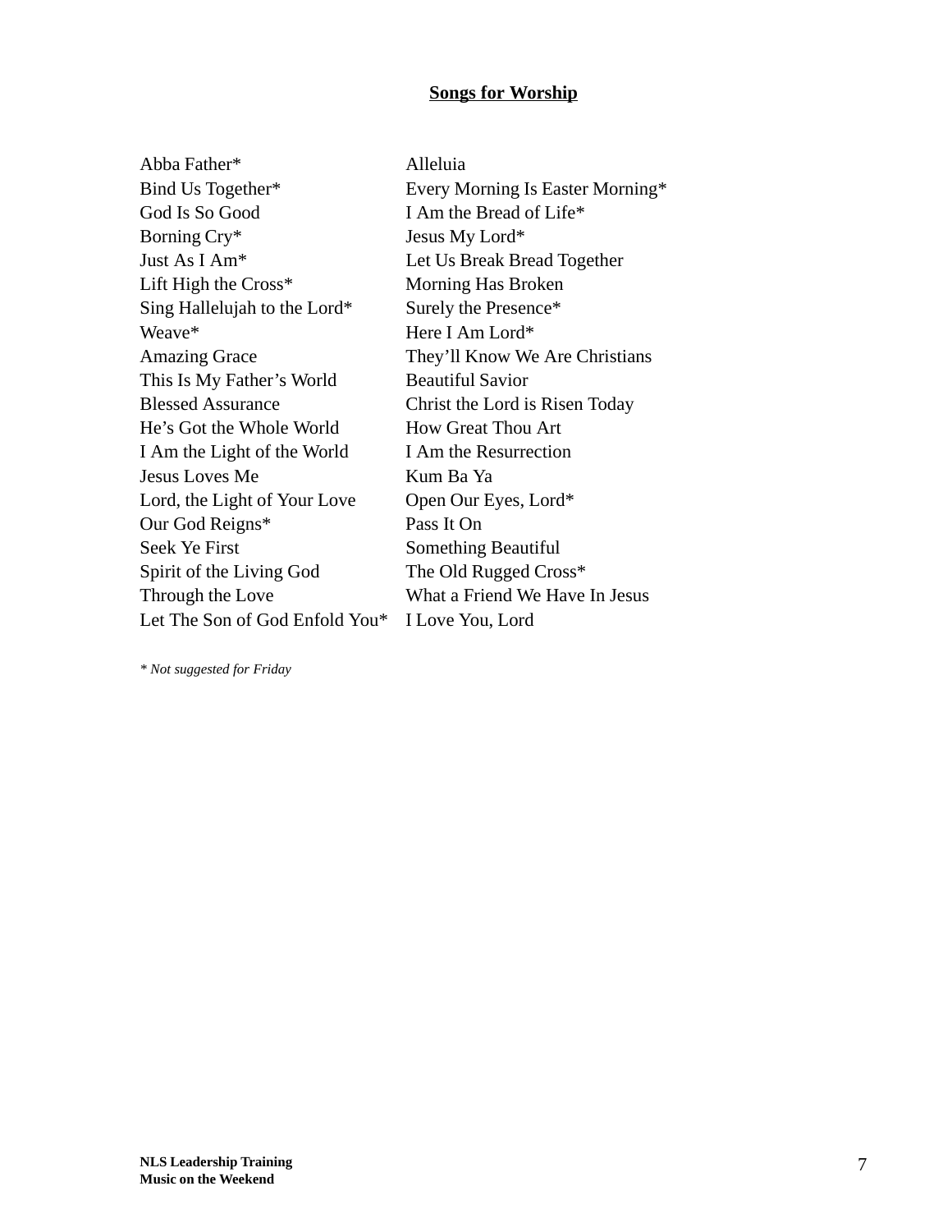## Songs for Worship

Abba Father*
Bind Us Together*
God Is So Good
Borning Cry*
Just As I Am*
Lift High the Cross*
Sing Hallelujah to the Lord*
Weave*
Amazing Grace
This Is My Father's World
Blessed Assurance
He's Got the Whole World
I Am the Light of the World
Jesus Loves Me
Lord, the Light of Your Love
Our God Reigns*
Seek Ye First
Spirit of the Living God
Through the Love
Let The Son of God Enfold You*

Alleluia
Every Morning Is Easter Morning*
I Am the Bread of Life*
Jesus My Lord*
Let Us Break Bread Together
Morning Has Broken
Surely the Presence*
Here I Am Lord*
They'll Know We Are Christians
Beautiful Savior
Christ the Lord is Risen Today
How Great Thou Art
I Am the Resurrection
Kum Ba Ya
Open Our Eyes, Lord*
Pass It On
Something Beautiful
The Old Rugged Cross*
What a Friend We Have In Jesus
I Love You, Lord

*\* Not suggested for Friday*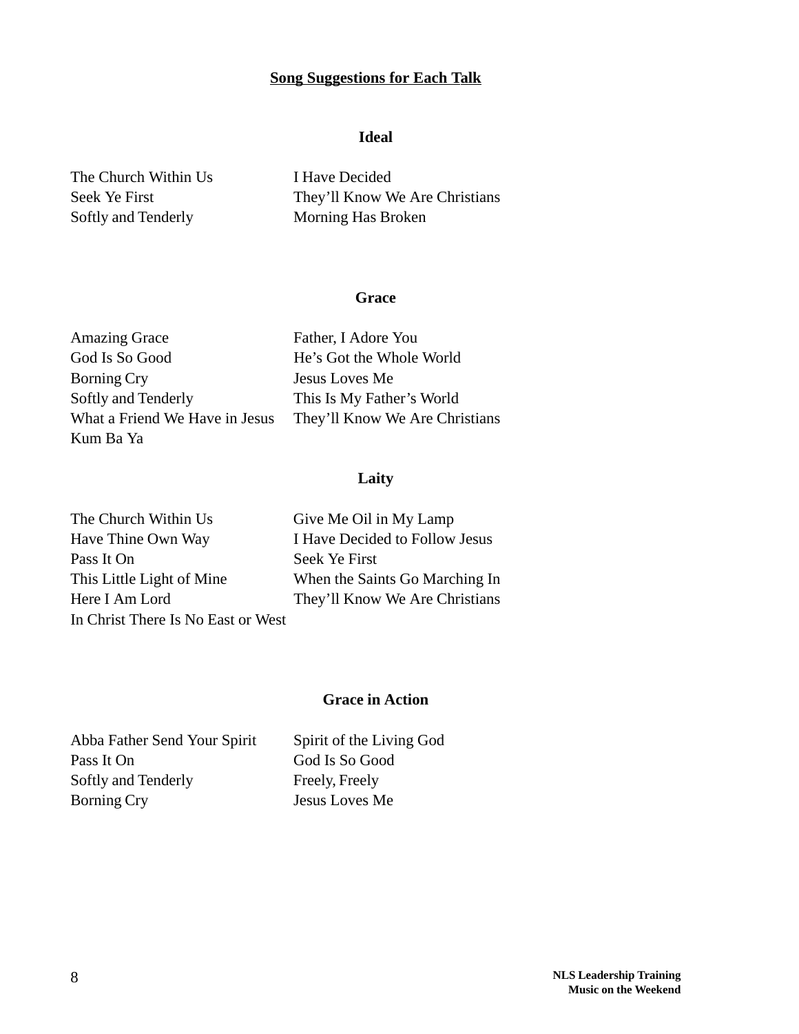## Song Suggestions for Each Talk

### Ideal

The Church Within Us
Seek Ye First
Softly and Tenderly
I Have Decided
They'll Know We Are Christians
Morning Has Broken

### Grace

Amazing Grace
God Is So Good
Borning Cry
Softly and Tenderly
What a Friend We Have in Jesus
Kum Ba Ya
Father, I Adore You
He's Got the Whole World
Jesus Loves Me
This Is My Father's World
They'll Know We Are Christians

### Laity

The Church Within Us
Have Thine Own Way
Pass It On
This Little Light of Mine
Here I Am Lord
In Christ There Is No East or West
Give Me Oil in My Lamp
I Have Decided to Follow Jesus
Seek Ye First
When the Saints Go Marching In
They'll Know We Are Christians

### Grace in Action

Abba Father Send Your Spirit
Pass It On
Softly and Tenderly
Borning Cry
Spirit of the Living God
God Is So Good
Freely, Freely
Jesus Loves Me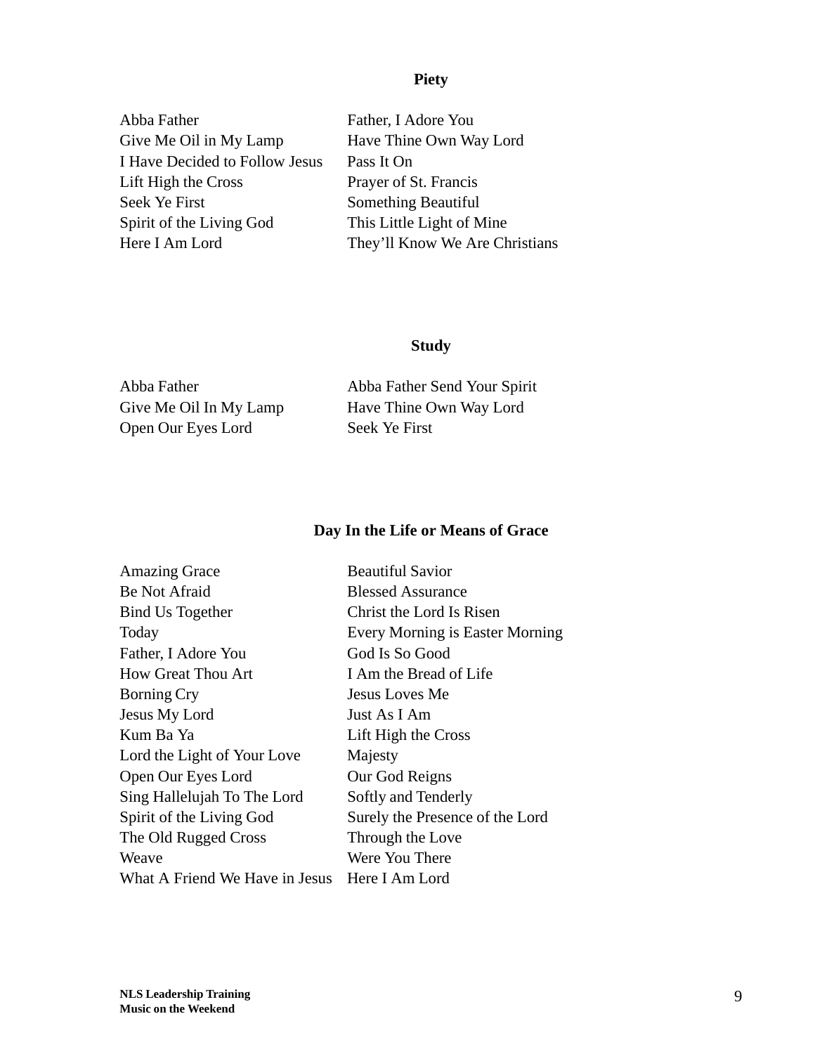## Piety

Abba Father
Give Me Oil in My Lamp
I Have Decided to Follow Jesus
Lift High the Cross
Seek Ye First
Spirit of the Living God
Here I Am Lord
Father, I Adore You
Have Thine Own Way Lord
Pass It On
Prayer of St. Francis
Something Beautiful
This Little Light of Mine
They'll Know We Are Christians

## Study

Abba Father
Give Me Oil In My Lamp
Open Our Eyes Lord
Abba Father Send Your Spirit
Have Thine Own Way Lord
Seek Ye First

## Day In the Life or Means of Grace

Amazing Grace
Be Not Afraid
Bind Us Together
Today
Father, I Adore You
How Great Thou Art
Borning Cry
Jesus My Lord
Kum Ba Ya
Lord the Light of Your Love
Open Our Eyes Lord
Sing Hallelujah To The Lord
Spirit of the Living God
The Old Rugged Cross
Weave
What A Friend We Have in Jesus
Beautiful Savior
Blessed Assurance
Christ the Lord Is Risen
Every Morning is Easter Morning
God Is So Good
I Am the Bread of Life
Jesus Loves Me
Just As I Am
Lift High the Cross
Majesty
Our God Reigns
Softly and Tenderly
Surely the Presence of the Lord
Through the Love
Were You There
Here I Am Lord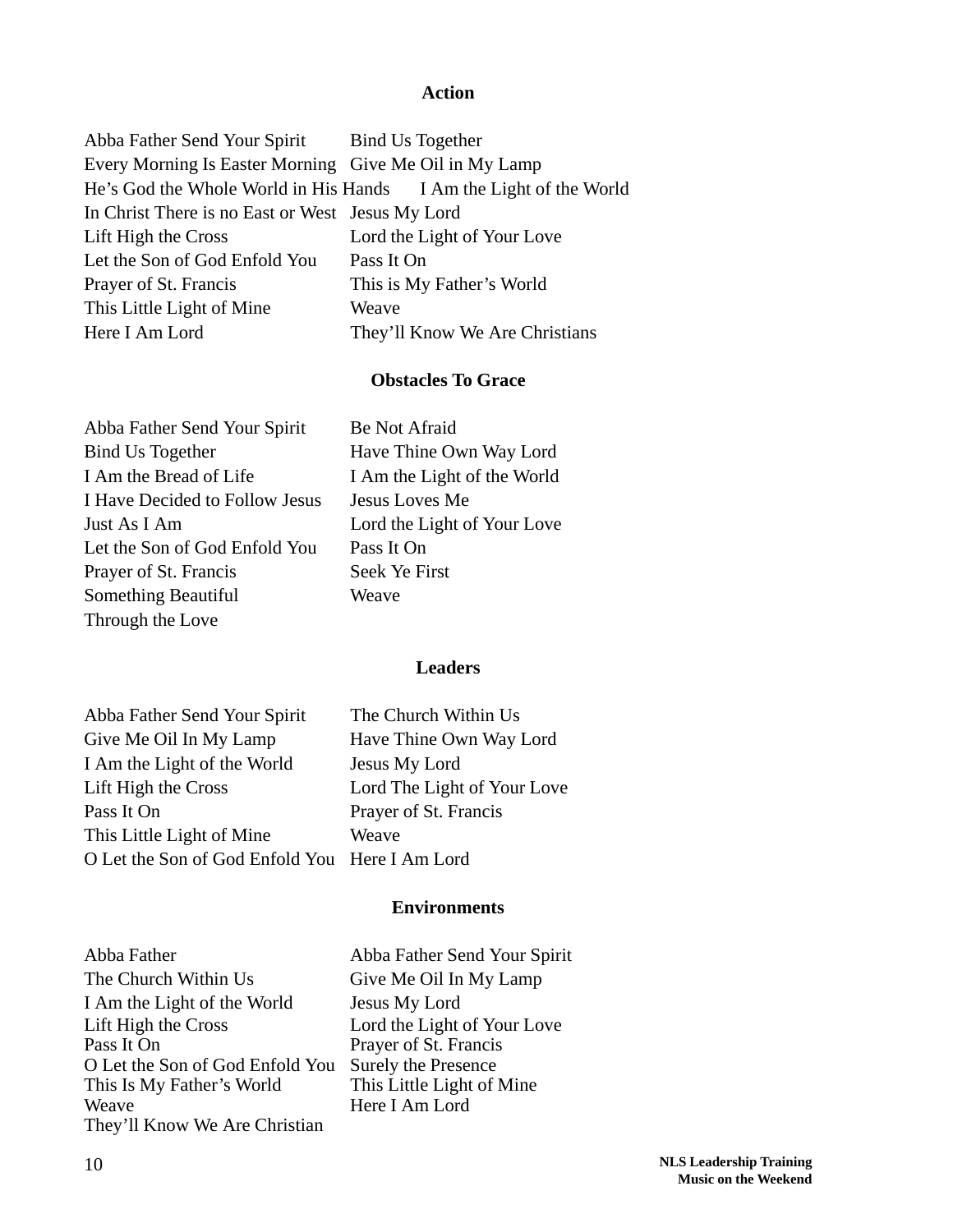## Action

Abba Father Send Your Spirit
Bind Us Together
Every Morning Is Easter Morning
Give Me Oil in My Lamp
He's God the Whole World in His Hands
I Am the Light of the World
In Christ There is no East or West
Jesus My Lord
Lift High the Cross
Lord the Light of Your Love
Let the Son of God Enfold You
Pass It On
Prayer of St. Francis
This is My Father's World
This Little Light of Mine
Weave
Here I Am Lord
They'll Know We Are Christians

## Obstacles To Grace

Abba Father Send Your Spirit
Be Not Afraid
Bind Us Together
Have Thine Own Way Lord
I Am the Bread of Life
I Am the Light of the World
I Have Decided to Follow Jesus
Jesus Loves Me
Just As I Am
Lord the Light of Your Love
Let the Son of God Enfold You
Pass It On
Prayer of St. Francis
Seek Ye First
Something Beautiful
Weave
Through the Love

## Leaders

Abba Father Send Your Spirit
The Church Within Us
Give Me Oil In My Lamp
Have Thine Own Way Lord
I Am the Light of the World
Jesus My Lord
Lift High the Cross
Lord The Light of Your Love
Pass It On
Prayer of St. Francis
This Little Light of Mine
Weave
O Let the Son of God Enfold You
Here I Am Lord

## Environments

Abba Father
Abba Father Send Your Spirit
The Church Within Us
Give Me Oil In My Lamp
I Am the Light of the World
Jesus My Lord
Lift High the Cross
Lord the Light of Your Love
Pass It On
Prayer of St. Francis
O Let the Son of God Enfold You
Surely the Presence
This Is My Father's World
This Little Light of Mine
Weave
Here I Am Lord
They'll Know We Are Christian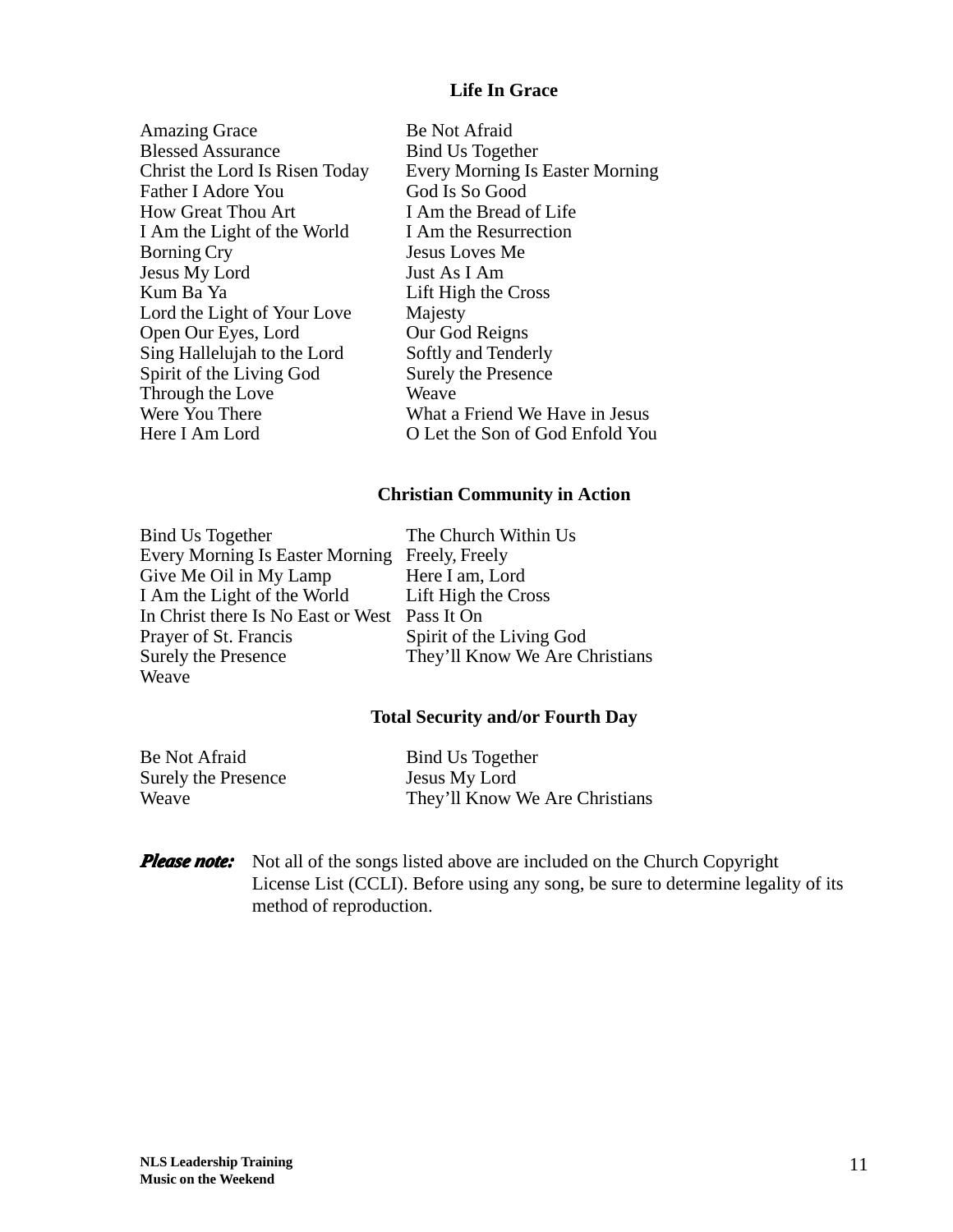## Life In Grace

Amazing Grace
Blessed Assurance
Christ the Lord Is Risen Today
Father I Adore You
How Great Thou Art
I Am the Light of the World
Borning Cry
Jesus My Lord
Kum Ba Ya
Lord the Light of Your Love
Open Our Eyes, Lord
Sing Hallelujah to the Lord
Spirit of the Living God
Through the Love
Were You There
Here I Am Lord
Be Not Afraid
Bind Us Together
Every Morning Is Easter Morning
God Is So Good
I Am the Bread of Life
I Am the Resurrection
Jesus Loves Me
Just As I Am
Lift High the Cross
Majesty
Our God Reigns
Softly and Tenderly
Surely the Presence
Weave
What a Friend We Have in Jesus
O Let the Son of God Enfold You

## Christian Community in Action

Bind Us Together
Every Morning Is Easter Morning
Give Me Oil in My Lamp
I Am the Light of the World
In Christ there Is No East or West
Prayer of St. Francis
Surely the Presence
Weave
The Church Within Us
Freely, Freely
Here I am, Lord
Lift High the Cross
Pass It On
Spirit of the Living God
They'll Know We Are Christians

## Total Security and/or Fourth Day

Be Not Afraid
Surely the Presence
Weave
Bind Us Together
Jesus My Lord
They'll Know We Are Christians

***Please note:*** Not all of the songs listed above are included on the Church Copyright License List (CCLI). Before using any song, be sure to determine legality of its method of reproduction.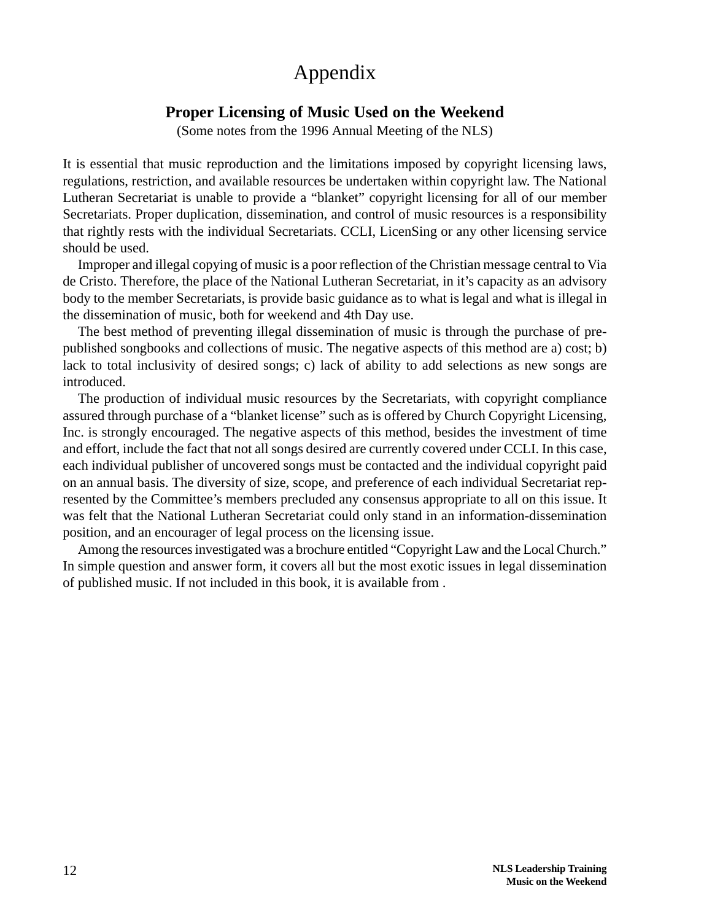# Appendix

## Proper Licensing of Music Used on the Weekend

(Some notes from the 1996 Annual Meeting of the NLS)

It is essential that music reproduction and the limitations imposed by copyright licensing laws, regulations, restriction, and available resources be undertaken within copyright law. The National Lutheran Secretariat is unable to provide a "blanket" copyright licensing for all of our member Secretariats. Proper duplication, dissemination, and control of music resources is a responsibility that rightly rests with the individual Secretariats. CCLI, LicenSing or any other licensing service should be used.

Improper and illegal copying of music is a poor reflection of the Christian message central to Via de Cristo. Therefore, the place of the National Lutheran Secretariat, in it's capacity as an advisory body to the member Secretariats, is provide basic guidance as to what is legal and what is illegal in the dissemination of music, both for weekend and 4th Day use.

The best method of preventing illegal dissemination of music is through the purchase of pre-published songbooks and collections of music. The negative aspects of this method are a) cost; b) lack to total inclusivity of desired songs; c) lack of ability to add selections as new songs are introduced.

The production of individual music resources by the Secretariats, with copyright compliance assured through purchase of a "blanket license" such as is offered by Church Copyright Licensing, Inc. is strongly encouraged. The negative aspects of this method, besides the investment of time and effort, include the fact that not all songs desired are currently covered under CCLI. In this case, each individual publisher of uncovered songs must be contacted and the individual copyright paid on an annual basis. The diversity of size, scope, and preference of each individual Secretariat represented by the Committee's members precluded any consensus appropriate to all on this issue. It was felt that the National Lutheran Secretariat could only stand in an information-dissemination position, and an encourager of legal process on the licensing issue.

Among the resources investigated was a brochure entitled "Copyright Law and the Local Church." In simple question and answer form, it covers all but the most exotic issues in legal dissemination of published music. If not included in this book, it is available from .